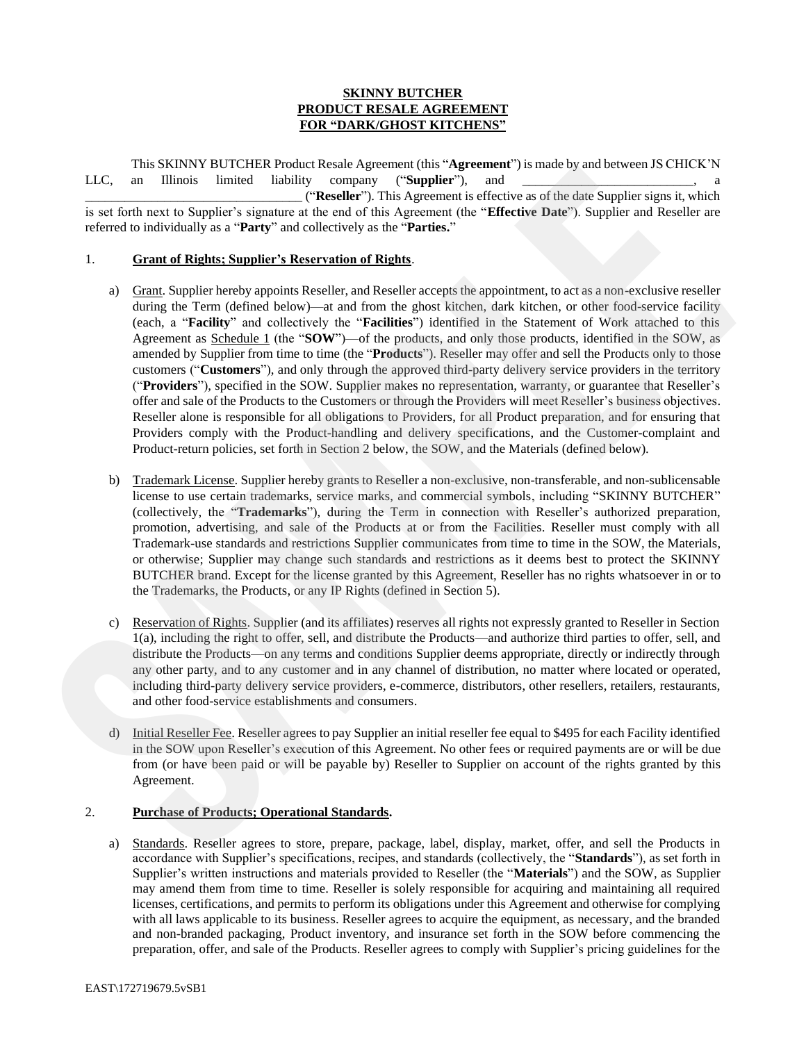**SKINNY BUTCHER**
**PRODUCT RESALE AGREEMENT**
**FOR "DARK/GHOST KITCHENS"**

This SKINNY BUTCHER Product Resale Agreement (this "**Agreement**") is made by and between JS CHICK'N LLC, an Illinois limited liability company ("**Supplier**"), and ___________________________, a ________________________________ ("**Reseller**"). This Agreement is effective as of the date Supplier signs it, which is set forth next to Supplier's signature at the end of this Agreement (the "**Effective Date**"). Supplier and Reseller are referred to individually as a "**Party**" and collectively as the "**Parties.**"

1. **Grant of Rights; Supplier's Reservation of Rights**.

a) Grant. Supplier hereby appoints Reseller, and Reseller accepts the appointment, to act as a non-exclusive reseller during the Term (defined below)—at and from the ghost kitchen, dark kitchen, or other food-service facility (each, a "**Facility**" and collectively the "**Facilities**") identified in the Statement of Work attached to this Agreement as Schedule 1 (the "**SOW**")—of the products, and only those products, identified in the SOW, as amended by Supplier from time to time (the "**Products**"). Reseller may offer and sell the Products only to those customers ("**Customers**"), and only through the approved third-party delivery service providers in the territory ("**Providers**"), specified in the SOW. Supplier makes no representation, warranty, or guarantee that Reseller's offer and sale of the Products to the Customers or through the Providers will meet Reseller's business objectives. Reseller alone is responsible for all obligations to Providers, for all Product preparation, and for ensuring that Providers comply with the Product-handling and delivery specifications, and the Customer-complaint and Product-return policies, set forth in Section 2 below, the SOW, and the Materials (defined below).

b) Trademark License. Supplier hereby grants to Reseller a non-exclusive, non-transferable, and non-sublicensable license to use certain trademarks, service marks, and commercial symbols, including "SKINNY BUTCHER" (collectively, the "**Trademarks**"), during the Term in connection with Reseller's authorized preparation, promotion, advertising, and sale of the Products at or from the Facilities. Reseller must comply with all Trademark-use standards and restrictions Supplier communicates from time to time in the SOW, the Materials, or otherwise; Supplier may change such standards and restrictions as it deems best to protect the SKINNY BUTCHER brand. Except for the license granted by this Agreement, Reseller has no rights whatsoever in or to the Trademarks, the Products, or any IP Rights (defined in Section 5).

c) Reservation of Rights. Supplier (and its affiliates) reserves all rights not expressly granted to Reseller in Section 1(a), including the right to offer, sell, and distribute the Products—and authorize third parties to offer, sell, and distribute the Products—on any terms and conditions Supplier deems appropriate, directly or indirectly through any other party, and to any customer and in any channel of distribution, no matter where located or operated, including third-party delivery service providers, e-commerce, distributors, other resellers, retailers, restaurants, and other food-service establishments and consumers.

d) Initial Reseller Fee. Reseller agrees to pay Supplier an initial reseller fee equal to $495 for each Facility identified in the SOW upon Reseller's execution of this Agreement. No other fees or required payments are or will be due from (or have been paid or will be payable by) Reseller to Supplier on account of the rights granted by this Agreement.

2. **Purchase of Products; Operational Standards.**

a) Standards. Reseller agrees to store, prepare, package, label, display, market, offer, and sell the Products in accordance with Supplier's specifications, recipes, and standards (collectively, the "**Standards**"), as set forth in Supplier's written instructions and materials provided to Reseller (the "**Materials**") and the SOW, as Supplier may amend them from time to time. Reseller is solely responsible for acquiring and maintaining all required licenses, certifications, and permits to perform its obligations under this Agreement and otherwise for complying with all laws applicable to its business. Reseller agrees to acquire the equipment, as necessary, and the branded and non-branded packaging, Product inventory, and insurance set forth in the SOW before commencing the preparation, offer, and sale of the Products. Reseller agrees to comply with Supplier's pricing guidelines for the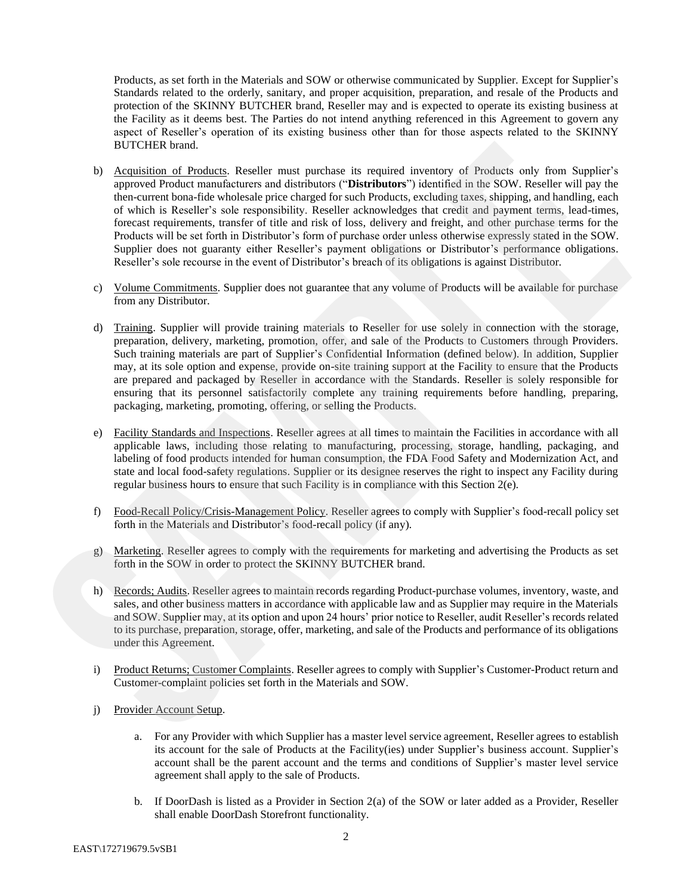Products, as set forth in the Materials and SOW or otherwise communicated by Supplier. Except for Supplier's Standards related to the orderly, sanitary, and proper acquisition, preparation, and resale of the Products and protection of the SKINNY BUTCHER brand, Reseller may and is expected to operate its existing business at the Facility as it deems best. The Parties do not intend anything referenced in this Agreement to govern any aspect of Reseller's operation of its existing business other than for those aspects related to the SKINNY BUTCHER brand.

b) Acquisition of Products. Reseller must purchase its required inventory of Products only from Supplier's approved Product manufacturers and distributors ("**Distributors**") identified in the SOW. Reseller will pay the then-current bona-fide wholesale price charged for such Products, excluding taxes, shipping, and handling, each of which is Reseller's sole responsibility. Reseller acknowledges that credit and payment terms, lead-times, forecast requirements, transfer of title and risk of loss, delivery and freight, and other purchase terms for the Products will be set forth in Distributor's form of purchase order unless otherwise expressly stated in the SOW. Supplier does not guaranty either Reseller's payment obligations or Distributor's performance obligations. Reseller's sole recourse in the event of Distributor's breach of its obligations is against Distributor.

c) Volume Commitments. Supplier does not guarantee that any volume of Products will be available for purchase from any Distributor.

d) Training. Supplier will provide training materials to Reseller for use solely in connection with the storage, preparation, delivery, marketing, promotion, offer, and sale of the Products to Customers through Providers. Such training materials are part of Supplier's Confidential Information (defined below). In addition, Supplier may, at its sole option and expense, provide on-site training support at the Facility to ensure that the Products are prepared and packaged by Reseller in accordance with the Standards. Reseller is solely responsible for ensuring that its personnel satisfactorily complete any training requirements before handling, preparing, packaging, marketing, promoting, offering, or selling the Products.

e) Facility Standards and Inspections. Reseller agrees at all times to maintain the Facilities in accordance with all applicable laws, including those relating to manufacturing, processing, storage, handling, packaging, and labeling of food products intended for human consumption, the FDA Food Safety and Modernization Act, and state and local food-safety regulations. Supplier or its designee reserves the right to inspect any Facility during regular business hours to ensure that such Facility is in compliance with this Section 2(e).

f) Food-Recall Policy/Crisis-Management Policy. Reseller agrees to comply with Supplier's food-recall policy set forth in the Materials and Distributor's food-recall policy (if any).

g) Marketing. Reseller agrees to comply with the requirements for marketing and advertising the Products as set forth in the SOW in order to protect the SKINNY BUTCHER brand.

h) Records; Audits. Reseller agrees to maintain records regarding Product-purchase volumes, inventory, waste, and sales, and other business matters in accordance with applicable law and as Supplier may require in the Materials and SOW. Supplier may, at its option and upon 24 hours' prior notice to Reseller, audit Reseller's records related to its purchase, preparation, storage, offer, marketing, and sale of the Products and performance of its obligations under this Agreement.

i) Product Returns; Customer Complaints. Reseller agrees to comply with Supplier's Customer-Product return and Customer-complaint policies set forth in the Materials and SOW.

j) Provider Account Setup.

   a. For any Provider with which Supplier has a master level service agreement, Reseller agrees to establish its account for the sale of Products at the Facility(ies) under Supplier's business account. Supplier's account shall be the parent account and the terms and conditions of Supplier's master level service agreement shall apply to the sale of Products.

   b. If DoorDash is listed as a Provider in Section 2(a) of the SOW or later added as a Provider, Reseller shall enable DoorDash Storefront functionality.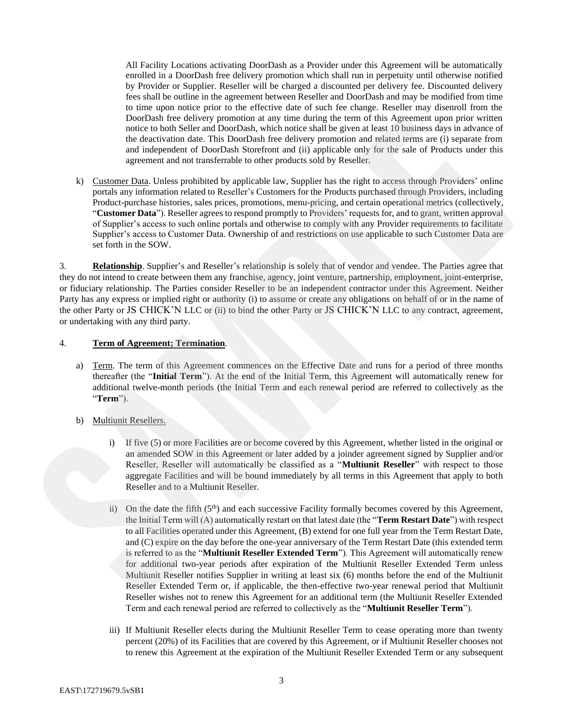All Facility Locations activating DoorDash as a Provider under this Agreement will be automatically enrolled in a DoorDash free delivery promotion which shall run in perpetuity until otherwise notified by Provider or Supplier. Reseller will be charged a discounted per delivery fee. Discounted delivery fees shall be outline in the agreement between Reseller and DoorDash and may be modified from time to time upon notice prior to the effective date of such fee change. Reseller may disenroll from the DoorDash free delivery promotion at any time during the term of this Agreement upon prior written notice to both Seller and DoorDash, which notice shall be given at least 10 business days in advance of the deactivation date. This DoorDash free delivery promotion and related terms are (i) separate from and independent of DoorDash Storefront and (ii) applicable only for the sale of Products under this agreement and not transferrable to other products sold by Reseller.

k) Customer Data. Unless prohibited by applicable law, Supplier has the right to access through Providers' online portals any information related to Reseller's Customers for the Products purchased through Providers, including Product-purchase histories, sales prices, promotions, menu-pricing, and certain operational metrics (collectively, "**Customer Data**"). Reseller agrees to respond promptly to Providers' requests for, and to grant, written approval of Supplier's access to such online portals and otherwise to comply with any Provider requirements to facilitate Supplier's access to Customer Data. Ownership of and restrictions on use applicable to such Customer Data are set forth in the SOW.

3. **Relationship**. Supplier's and Reseller's relationship is solely that of vendor and vendee. The Parties agree that they do not intend to create between them any franchise, agency, joint venture, partnership, employment, joint-enterprise, or fiduciary relationship. The Parties consider Reseller to be an independent contractor under this Agreement. Neither Party has any express or implied right or authority (i) to assume or create any obligations on behalf of or in the name of the other Party or JS CHICK'N LLC or (ii) to bind the other Party or JS CHICK'N LLC to any contract, agreement, or undertaking with any third party.

4. **Term of Agreement; Termination**.

a) Term. The term of this Agreement commences on the Effective Date and runs for a period of three months thereafter (the "**Initial Term**"). At the end of the Initial Term, this Agreement will automatically renew for additional twelve-month periods (the Initial Term and each renewal period are referred to collectively as the "**Term**").

b) Multiunit Resellers.

i) If five (5) or more Facilities are or become covered by this Agreement, whether listed in the original or an amended SOW in this Agreement or later added by a joinder agreement signed by Supplier and/or Reseller, Reseller will automatically be classified as a "**Multiunit Reseller**" with respect to those aggregate Facilities and will be bound immediately by all terms in this Agreement that apply to both Reseller and to a Multiunit Reseller.

ii) On the date the fifth (5th) and each successive Facility formally becomes covered by this Agreement, the Initial Term will (A) automatically restart on that latest date (the "**Term Restart Date**") with respect to all Facilities operated under this Agreement, (B) extend for one full year from the Term Restart Date, and (C) expire on the day before the one-year anniversary of the Term Restart Date (this extended term is referred to as the "**Multiunit Reseller Extended Term**"). This Agreement will automatically renew for additional two-year periods after expiration of the Multiunit Reseller Extended Term unless Multiunit Reseller notifies Supplier in writing at least six (6) months before the end of the Multiunit Reseller Extended Term or, if applicable, the then-effective two-year renewal period that Multiunit Reseller wishes not to renew this Agreement for an additional term (the Multiunit Reseller Extended Term and each renewal period are referred to collectively as the "**Multiunit Reseller Term**").

iii) If Multiunit Reseller elects during the Multiunit Reseller Term to cease operating more than twenty percent (20%) of its Facilities that are covered by this Agreement, or if Multiunit Reseller chooses not to renew this Agreement at the expiration of the Multiunit Reseller Extended Term or any subsequent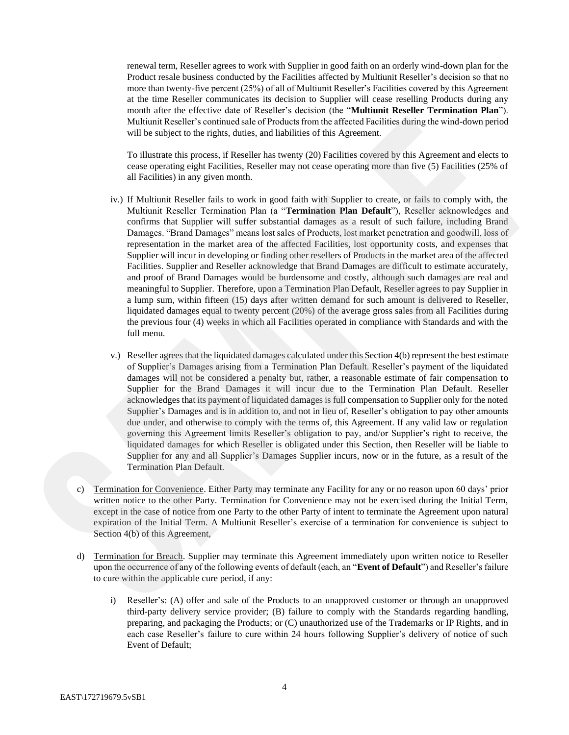renewal term, Reseller agrees to work with Supplier in good faith on an orderly wind-down plan for the Product resale business conducted by the Facilities affected by Multiunit Reseller's decision so that no more than twenty-five percent (25%) of all of Multiunit Reseller's Facilities covered by this Agreement at the time Reseller communicates its decision to Supplier will cease reselling Products during any month after the effective date of Reseller's decision (the "**Multiunit Reseller Termination Plan**"). Multiunit Reseller's continued sale of Products from the affected Facilities during the wind-down period will be subject to the rights, duties, and liabilities of this Agreement.

To illustrate this process, if Reseller has twenty (20) Facilities covered by this Agreement and elects to cease operating eight Facilities, Reseller may not cease operating more than five (5) Facilities (25% of all Facilities) in any given month.

iv.) If Multiunit Reseller fails to work in good faith with Supplier to create, or fails to comply with, the Multiunit Reseller Termination Plan (a "**Termination Plan Default**"), Reseller acknowledges and confirms that Supplier will suffer substantial damages as a result of such failure, including Brand Damages. "Brand Damages" means lost sales of Products, lost market penetration and goodwill, loss of representation in the market area of the affected Facilities, lost opportunity costs, and expenses that Supplier will incur in developing or finding other resellers of Products in the market area of the affected Facilities. Supplier and Reseller acknowledge that Brand Damages are difficult to estimate accurately, and proof of Brand Damages would be burdensome and costly, although such damages are real and meaningful to Supplier. Therefore, upon a Termination Plan Default, Reseller agrees to pay Supplier in a lump sum, within fifteen (15) days after written demand for such amount is delivered to Reseller, liquidated damages equal to twenty percent (20%) of the average gross sales from all Facilities during the previous four (4) weeks in which all Facilities operated in compliance with Standards and with the full menu.

v.) Reseller agrees that the liquidated damages calculated under this Section 4(b) represent the best estimate of Supplier's Damages arising from a Termination Plan Default. Reseller's payment of the liquidated damages will not be considered a penalty but, rather, a reasonable estimate of fair compensation to Supplier for the Brand Damages it will incur due to the Termination Plan Default. Reseller acknowledges that its payment of liquidated damages is full compensation to Supplier only for the noted Supplier's Damages and is in addition to, and not in lieu of, Reseller's obligation to pay other amounts due under, and otherwise to comply with the terms of, this Agreement. If any valid law or regulation governing this Agreement limits Reseller's obligation to pay, and/or Supplier's right to receive, the liquidated damages for which Reseller is obligated under this Section, then Reseller will be liable to Supplier for any and all Supplier's Damages Supplier incurs, now or in the future, as a result of the Termination Plan Default.

c) Termination for Convenience. Either Party may terminate any Facility for any or no reason upon 60 days' prior written notice to the other Party. Termination for Convenience may not be exercised during the Initial Term, except in the case of notice from one Party to the other Party of intent to terminate the Agreement upon natural expiration of the Initial Term. A Multiunit Reseller's exercise of a termination for convenience is subject to Section 4(b) of this Agreement,

d) Termination for Breach. Supplier may terminate this Agreement immediately upon written notice to Reseller upon the occurrence of any of the following events of default (each, an "**Event of Default**") and Reseller's failure to cure within the applicable cure period, if any:

i) Reseller's: (A) offer and sale of the Products to an unapproved customer or through an unapproved third-party delivery service provider; (B) failure to comply with the Standards regarding handling, preparing, and packaging the Products; or (C) unauthorized use of the Trademarks or IP Rights, and in each case Reseller's failure to cure within 24 hours following Supplier's delivery of notice of such Event of Default;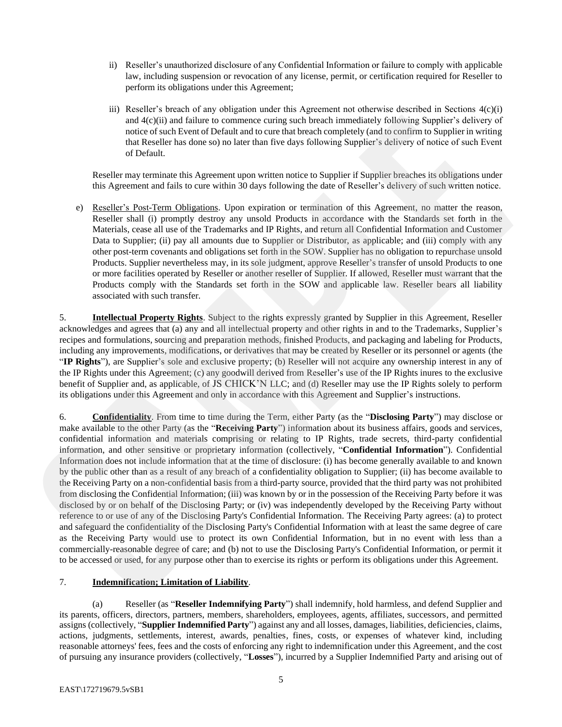ii) Reseller's unauthorized disclosure of any Confidential Information or failure to comply with applicable law, including suspension or revocation of any license, permit, or certification required for Reseller to perform its obligations under this Agreement;

iii) Reseller's breach of any obligation under this Agreement not otherwise described in Sections 4(c)(i) and 4(c)(ii) and failure to commence curing such breach immediately following Supplier's delivery of notice of such Event of Default and to cure that breach completely (and to confirm to Supplier in writing that Reseller has done so) no later than five days following Supplier's delivery of notice of such Event of Default.

Reseller may terminate this Agreement upon written notice to Supplier if Supplier breaches its obligations under this Agreement and fails to cure within 30 days following the date of Reseller's delivery of such written notice.

e) Reseller's Post-Term Obligations. Upon expiration or termination of this Agreement, no matter the reason, Reseller shall (i) promptly destroy any unsold Products in accordance with the Standards set forth in the Materials, cease all use of the Trademarks and IP Rights, and return all Confidential Information and Customer Data to Supplier; (ii) pay all amounts due to Supplier or Distributor, as applicable; and (iii) comply with any other post-term covenants and obligations set forth in the SOW. Supplier has no obligation to repurchase unsold Products. Supplier nevertheless may, in its sole judgment, approve Reseller's transfer of unsold Products to one or more facilities operated by Reseller or another reseller of Supplier. If allowed, Reseller must warrant that the Products comply with the Standards set forth in the SOW and applicable law. Reseller bears all liability associated with such transfer.

5. **Intellectual Property Rights**. Subject to the rights expressly granted by Supplier in this Agreement, Reseller acknowledges and agrees that (a) any and all intellectual property and other rights in and to the Trademarks, Supplier's recipes and formulations, sourcing and preparation methods, finished Products, and packaging and labeling for Products, including any improvements, modifications, or derivatives that may be created by Reseller or its personnel or agents (the "**IP Rights**"), are Supplier's sole and exclusive property; (b) Reseller will not acquire any ownership interest in any of the IP Rights under this Agreement; (c) any goodwill derived from Reseller's use of the IP Rights inures to the exclusive benefit of Supplier and, as applicable, of JS CHICK'N LLC; and (d) Reseller may use the IP Rights solely to perform its obligations under this Agreement and only in accordance with this Agreement and Supplier's instructions.

6. **Confidentiality**. From time to time during the Term, either Party (as the "**Disclosing Party**") may disclose or make available to the other Party (as the "**Receiving Party**") information about its business affairs, goods and services, confidential information and materials comprising or relating to IP Rights, trade secrets, third-party confidential information, and other sensitive or proprietary information (collectively, "**Confidential Information**"). Confidential Information does not include information that at the time of disclosure: (i) has become generally available to and known by the public other than as a result of any breach of a confidentiality obligation to Supplier; (ii) has become available to the Receiving Party on a non-confidential basis from a third-party source, provided that the third party was not prohibited from disclosing the Confidential Information; (iii) was known by or in the possession of the Receiving Party before it was disclosed by or on behalf of the Disclosing Party; or (iv) was independently developed by the Receiving Party without reference to or use of any of the Disclosing Party's Confidential Information. The Receiving Party agrees: (a) to protect and safeguard the confidentiality of the Disclosing Party's Confidential Information with at least the same degree of care as the Receiving Party would use to protect its own Confidential Information, but in no event with less than a commercially-reasonable degree of care; and (b) not to use the Disclosing Party's Confidential Information, or permit it to be accessed or used, for any purpose other than to exercise its rights or perform its obligations under this Agreement.

7. **Indemnification; Limitation of Liability**.

(a) Reseller (as "**Reseller Indemnifying Party**") shall indemnify, hold harmless, and defend Supplier and its parents, officers, directors, partners, members, shareholders, employees, agents, affiliates, successors, and permitted assigns (collectively, "**Supplier Indemnified Party**") against any and all losses, damages, liabilities, deficiencies, claims, actions, judgments, settlements, interest, awards, penalties, fines, costs, or expenses of whatever kind, including reasonable attorneys' fees, fees and the costs of enforcing any right to indemnification under this Agreement, and the cost of pursuing any insurance providers (collectively, "**Losses**"), incurred by a Supplier Indemnified Party and arising out of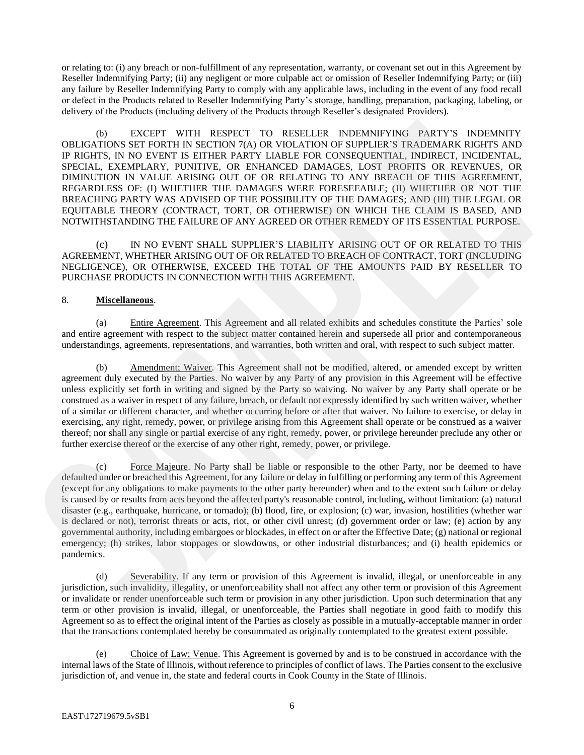or relating to: (i) any breach or non-fulfillment of any representation, warranty, or covenant set out in this Agreement by Reseller Indemnifying Party; (ii) any negligent or more culpable act or omission of Reseller Indemnifying Party; or (iii) any failure by Reseller Indemnifying Party to comply with any applicable laws, including in the event of any food recall or defect in the Products related to Reseller Indemnifying Party's storage, handling, preparation, packaging, labeling, or delivery of the Products (including delivery of the Products through Reseller's designated Providers).

(b) EXCEPT WITH RESPECT TO RESELLER INDEMNIFYING PARTY'S INDEMNITY OBLIGATIONS SET FORTH IN SECTION 7(A) OR VIOLATION OF SUPPLIER'S TRADEMARK RIGHTS AND IP RIGHTS, IN NO EVENT IS EITHER PARTY LIABLE FOR CONSEQUENTIAL, INDIRECT, INCIDENTAL, SPECIAL, EXEMPLARY, PUNITIVE, OR ENHANCED DAMAGES, LOST PROFITS OR REVENUES, OR DIMINUTION IN VALUE ARISING OUT OF OR RELATING TO ANY BREACH OF THIS AGREEMENT, REGARDLESS OF: (I) WHETHER THE DAMAGES WERE FORESEEABLE; (II) WHETHER OR NOT THE BREACHING PARTY WAS ADVISED OF THE POSSIBILITY OF THE DAMAGES; AND (III) THE LEGAL OR EQUITABLE THEORY (CONTRACT, TORT, OR OTHERWISE) ON WHICH THE CLAIM IS BASED, AND NOTWITHSTANDING THE FAILURE OF ANY AGREED OR OTHER REMEDY OF ITS ESSENTIAL PURPOSE.

(c) IN NO EVENT SHALL SUPPLIER'S LIABILITY ARISING OUT OF OR RELATED TO THIS AGREEMENT, WHETHER ARISING OUT OF OR RELATED TO BREACH OF CONTRACT, TORT (INCLUDING NEGLIGENCE), OR OTHERWISE, EXCEED THE TOTAL OF THE AMOUNTS PAID BY RESELLER TO PURCHASE PRODUCTS IN CONNECTION WITH THIS AGREEMENT.

8. **Miscellaneous**.

(a) Entire Agreement. This Agreement and all related exhibits and schedules constitute the Parties' sole and entire agreement with respect to the subject matter contained herein and supersede all prior and contemporaneous understandings, agreements, representations, and warranties, both written and oral, with respect to such subject matter.

(b) Amendment; Waiver. This Agreement shall not be modified, altered, or amended except by written agreement duly executed by the Parties. No waiver by any Party of any provision in this Agreement will be effective unless explicitly set forth in writing and signed by the Party so waiving. No waiver by any Party shall operate or be construed as a waiver in respect of any failure, breach, or default not expressly identified by such written waiver, whether of a similar or different character, and whether occurring before or after that waiver. No failure to exercise, or delay in exercising, any right, remedy, power, or privilege arising from this Agreement shall operate or be construed as a waiver thereof; nor shall any single or partial exercise of any right, remedy, power, or privilege hereunder preclude any other or further exercise thereof or the exercise of any other right, remedy, power, or privilege.

(c) Force Majeure. No Party shall be liable or responsible to the other Party, nor be deemed to have defaulted under or breached this Agreement, for any failure or delay in fulfilling or performing any term of this Agreement (except for any obligations to make payments to the other party hereunder) when and to the extent such failure or delay is caused by or results from acts beyond the affected party's reasonable control, including, without limitation: (a) natural disaster (e.g., earthquake, hurricane, or tornado); (b) flood, fire, or explosion; (c) war, invasion, hostilities (whether war is declared or not), terrorist threats or acts, riot, or other civil unrest; (d) government order or law; (e) action by any governmental authority, including embargoes or blockades, in effect on or after the Effective Date; (g) national or regional emergency; (h) strikes, labor stoppages or slowdowns, or other industrial disturbances; and (i) health epidemics or pandemics.

(d) Severability. If any term or provision of this Agreement is invalid, illegal, or unenforceable in any jurisdiction, such invalidity, illegality, or unenforceability shall not affect any other term or provision of this Agreement or invalidate or render unenforceable such term or provision in any other jurisdiction. Upon such determination that any term or other provision is invalid, illegal, or unenforceable, the Parties shall negotiate in good faith to modify this Agreement so as to effect the original intent of the Parties as closely as possible in a mutually-acceptable manner in order that the transactions contemplated hereby be consummated as originally contemplated to the greatest extent possible.

(e) Choice of Law; Venue. This Agreement is governed by and is to be construed in accordance with the internal laws of the State of Illinois, without reference to principles of conflict of laws. The Parties consent to the exclusive jurisdiction of, and venue in, the state and federal courts in Cook County in the State of Illinois.

EAST\172719679.5vSB1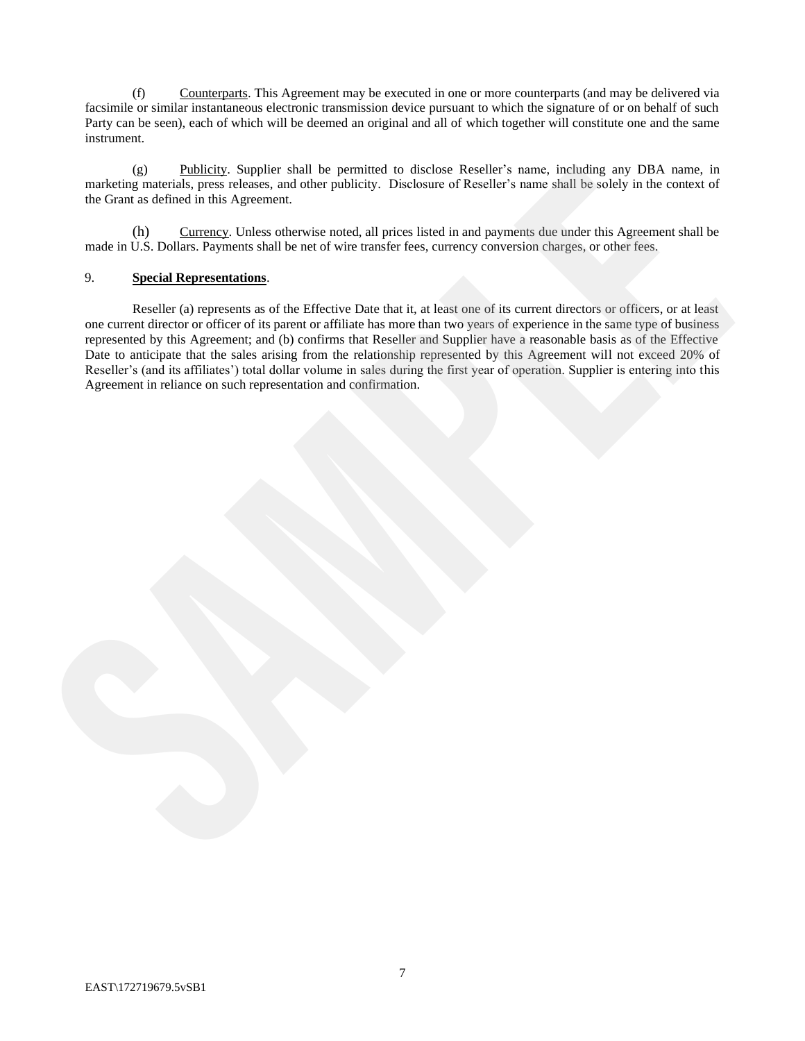(f) Counterparts. This Agreement may be executed in one or more counterparts (and may be delivered via facsimile or similar instantaneous electronic transmission device pursuant to which the signature of or on behalf of such Party can be seen), each of which will be deemed an original and all of which together will constitute one and the same instrument.

(g) Publicity. Supplier shall be permitted to disclose Reseller's name, including any DBA name, in marketing materials, press releases, and other publicity. Disclosure of Reseller's name shall be solely in the context of the Grant as defined in this Agreement.

(h) Currency. Unless otherwise noted, all prices listed in and payments due under this Agreement shall be made in U.S. Dollars. Payments shall be net of wire transfer fees, currency conversion charges, or other fees.

9. **Special Representations**.

Reseller (a) represents as of the Effective Date that it, at least one of its current directors or officers, or at least one current director or officer of its parent or affiliate has more than two years of experience in the same type of business represented by this Agreement; and (b) confirms that Reseller and Supplier have a reasonable basis as of the Effective Date to anticipate that the sales arising from the relationship represented by this Agreement will not exceed 20% of Reseller's (and its affiliates') total dollar volume in sales during the first year of operation. Supplier is entering into this Agreement in reliance on such representation and confirmation.

EAST\172719679.5vSB1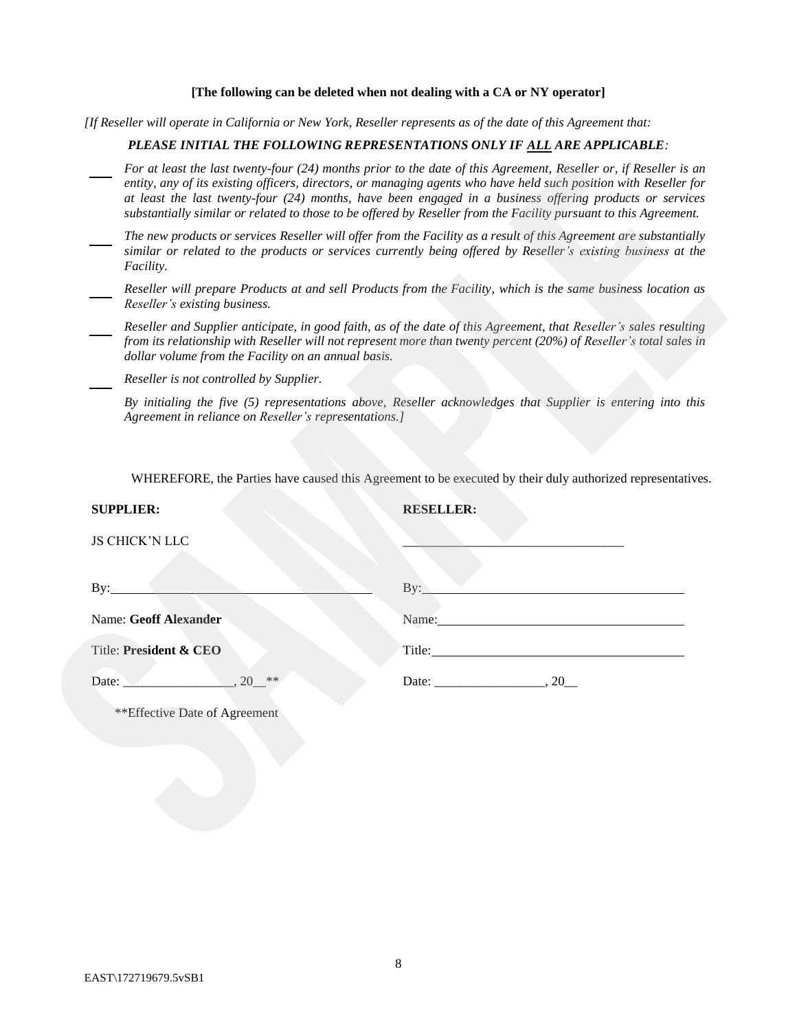**[The following can be deleted when not dealing with a CA or NY operator]**

*[If Reseller will operate in California or New York, Reseller represents as of the date of this Agreement that:*

***PLEASE INITIAL THE FOLLOWING REPRESENTATIONS ONLY IF ALL ARE APPLICABLE:***

___ *For at least the last twenty-four (24) months prior to the date of this Agreement, Reseller or, if Reseller is an entity, any of its existing officers, directors, or managing agents who have held such position with Reseller for at least the last twenty-four (24) months, have been engaged in a business offering products or services substantially similar or related to those to be offered by Reseller from the Facility pursuant to this Agreement.*

___ *The new products or services Reseller will offer from the Facility as a result of this Agreement are substantially similar or related to the products or services currently being offered by Reseller's existing business at the Facility.*

___ *Reseller will prepare Products at and sell Products from the Facility, which is the same business location as Reseller's existing business.*

___ *Reseller and Supplier anticipate, in good faith, as of the date of this Agreement, that Reseller's sales resulting from its relationship with Reseller will not represent more than twenty percent (20%) of Reseller's total sales in dollar volume from the Facility on an annual basis.*

___ *Reseller is not controlled by Supplier.*

*By initialing the five (5) representations above, Reseller acknowledges that Supplier is entering into this Agreement in reliance on Reseller's representations.]*

WHEREFORE, the Parties have caused this Agreement to be executed by their duly authorized representatives.

| **SUPPLIER:** | **RESELLER:** |
|---|---|
| JS CHICK'N LLC | ________________________________ |
| By:______________________________ | By:______________________________ |
| Name: **Geoff Alexander** | Name:____________________________ |
| Title: **President & CEO** | Title:_____________________________ |
| Date: ________________, 20__** | Date: ________________, 20__ |

**Effective Date of Agreement

EAST\172719679.5vSB1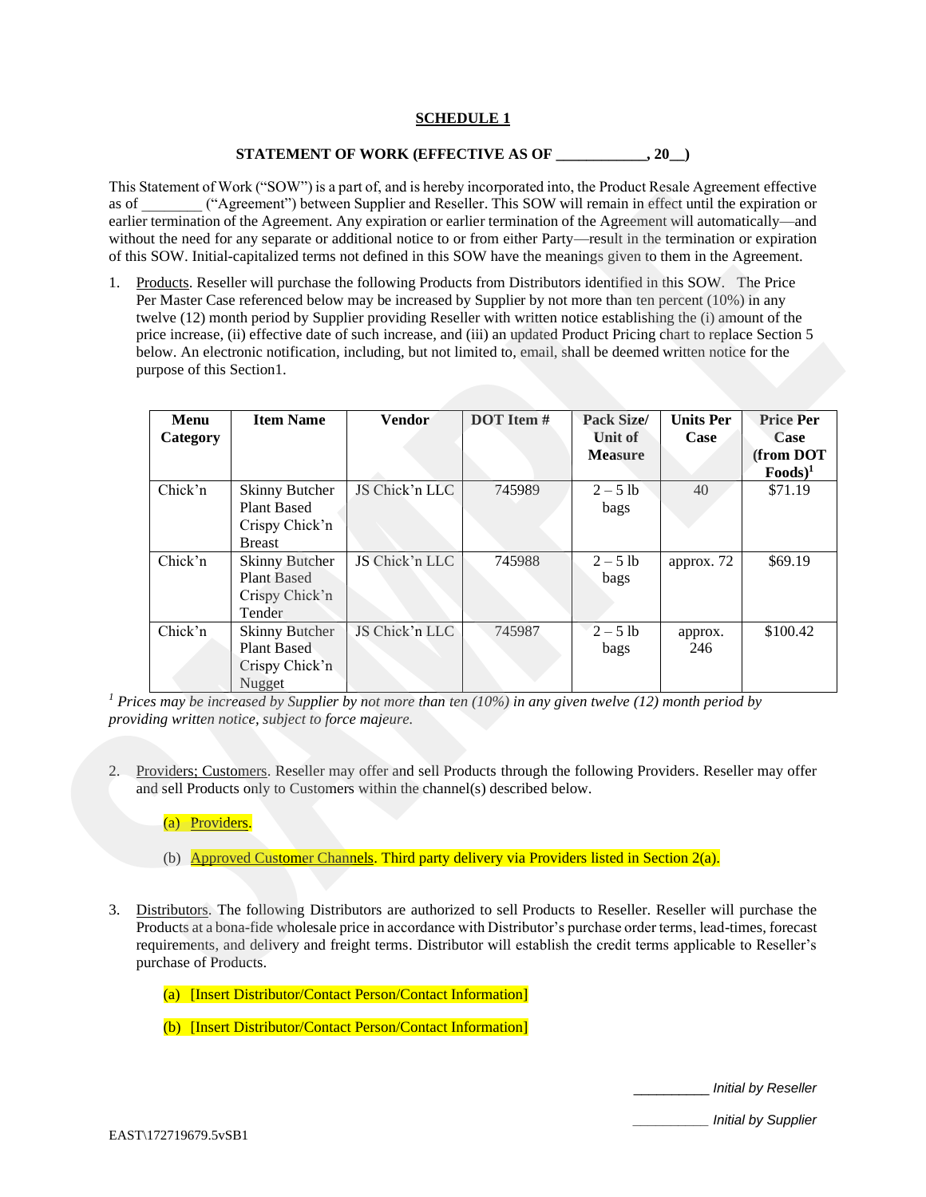**SCHEDULE 1**

**STATEMENT OF WORK (EFFECTIVE AS OF ____________, 20__)**

This Statement of Work ("SOW") is a part of, and is hereby incorporated into, the Product Resale Agreement effective as of ________ ("Agreement") between Supplier and Reseller. This SOW will remain in effect until the expiration or earlier termination of the Agreement. Any expiration or earlier termination of the Agreement will automatically—and without the need for any separate or additional notice to or from either Party—result in the termination or expiration of this SOW. Initial-capitalized terms not defined in this SOW have the meanings given to them in the Agreement.

1. Products. Reseller will purchase the following Products from Distributors identified in this SOW. The Price Per Master Case referenced below may be increased by Supplier by not more than ten percent (10%) in any twelve (12) month period by Supplier providing Reseller with written notice establishing the (i) amount of the price increase, (ii) effective date of such increase, and (iii) an updated Product Pricing chart to replace Section 5 below. An electronic notification, including, but not limited to, email, shall be deemed written notice for the purpose of this Section1.

| Menu Category | Item Name | Vendor | DOT Item # | Pack Size/ Unit of Measure | Units Per Case | Price Per Case (from DOT Foods)[1] |
|---|---|---|---|---|---|---|
| Chick'n | Skinny Butcher Plant Based Crispy Chick'n Breast | JS Chick'n LLC | 745989 | 2 – 5 lb bags | 40 | $71.19 |
| Chick'n | Skinny Butcher Plant Based Crispy Chick'n Tender | JS Chick'n LLC | 745988 | 2 – 5 lb bags | approx. 72 | $69.19 |
| Chick'n | Skinny Butcher Plant Based Crispy Chick'n Nugget | JS Chick'n LLC | 745987 | 2 – 5 lb bags | approx. 246 | $100.42 |

*[1] Prices may be increased by Supplier by not more than ten (10%) in any given twelve (12) month period by providing written notice, subject to force majeure.*

2. Providers; Customers. Reseller may offer and sell Products through the following Providers. Reseller may offer and sell Products only to Customers within the channel(s) described below.

   (a) Providers.

   (b) Approved Customer Channels. Third party delivery via Providers listed in Section 2(a).

3. Distributors. The following Distributors are authorized to sell Products to Reseller. Reseller will purchase the Products at a bona-fide wholesale price in accordance with Distributor's purchase order terms, lead-times, forecast requirements, and delivery and freight terms. Distributor will establish the credit terms applicable to Reseller's purchase of Products.

   (a) [Insert Distributor/Contact Person/Contact Information]

   (b) [Insert Distributor/Contact Person/Contact Information]

__________ *Initial by Reseller*

__________ *Initial by Supplier*

EAST\172719679.5vSB1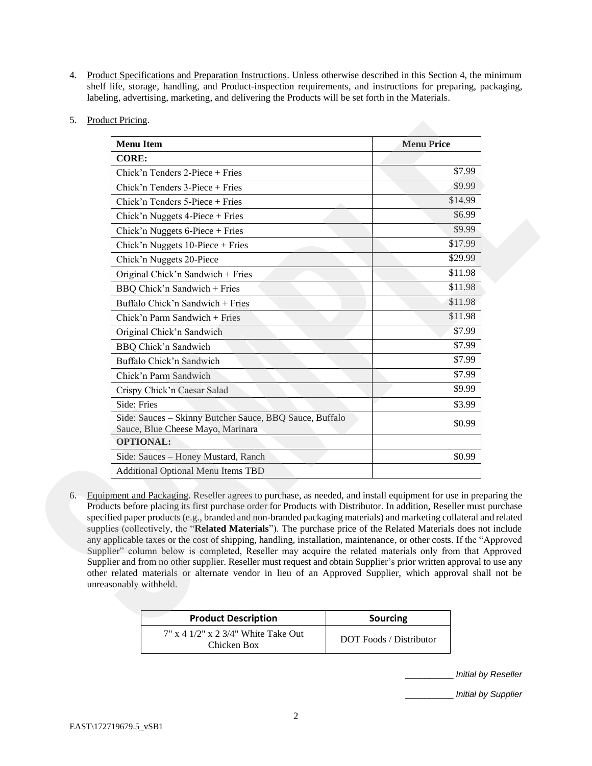4. Product Specifications and Preparation Instructions. Unless otherwise described in this Section 4, the minimum shelf life, storage, handling, and Product-inspection requirements, and instructions for preparing, packaging, labeling, advertising, marketing, and delivering the Products will be set forth in the Materials.

5. Product Pricing.

| Menu Item | Menu Price |
|---|---|
| **CORE:** | |
| Chick'n Tenders 2-Piece + Fries | $7.99 |
| Chick'n Tenders 3-Piece + Fries | $9.99 |
| Chick'n Tenders 5-Piece + Fries | $14.99 |
| Chick'n Nuggets 4-Piece + Fries | $6.99 |
| Chick'n Nuggets 6-Piece + Fries | $9.99 |
| Chick'n Nuggets 10-Piece + Fries | $17.99 |
| Chick'n Nuggets 20-Piece | $29.99 |
| Original Chick'n Sandwich + Fries | $11.98 |
| BBQ Chick'n Sandwich + Fries | $11.98 |
| Buffalo Chick'n Sandwich + Fries | $11.98 |
| Chick'n Parm Sandwich + Fries | $11.98 |
| Original Chick'n Sandwich | $7.99 |
| BBQ Chick'n Sandwich | $7.99 |
| Buffalo Chick'n Sandwich | $7.99 |
| Chick'n Parm Sandwich | $7.99 |
| Crispy Chick'n Caesar Salad | $9.99 |
| Side: Fries | $3.99 |
| Side: Sauces – Skinny Butcher Sauce, BBQ Sauce, Buffalo Sauce, Blue Cheese Mayo, Marinara | $0.99 |
| **OPTIONAL:** | |
| Side: Sauces – Honey Mustard, Ranch | $0.99 |
| Additional Optional Menu Items TBD | |

6. Equipment and Packaging. Reseller agrees to purchase, as needed, and install equipment for use in preparing the Products before placing its first purchase order for Products with Distributor. In addition, Reseller must purchase specified paper products (e.g., branded and non-branded packaging materials) and marketing collateral and related supplies (collectively, the "**Related Materials**"). The purchase price of the Related Materials does not include any applicable taxes or the cost of shipping, handling, installation, maintenance, or other costs. If the "Approved Supplier" column below is completed, Reseller may acquire the related materials only from that Approved Supplier and from no other supplier. Reseller must request and obtain Supplier's prior written approval to use any other related materials or alternate vendor in lieu of an Approved Supplier, which approval shall not be unreasonably withheld.

| Product Description | Sourcing |
|---|---|
| 7" x 4 1/2" x 2 3/4" White Take Out Chicken Box | DOT Foods / Distributor |

__________ *Initial by Reseller*

__________ *Initial by Supplier*

EAST\172719679.5_vSB1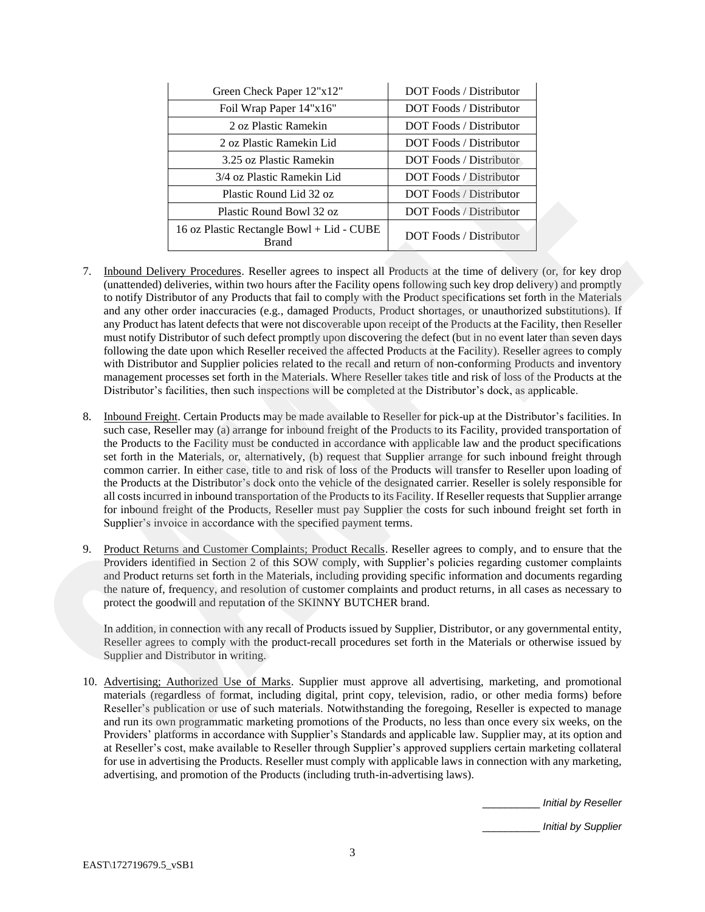| Green Check Paper 12"x12" | DOT Foods / Distributor |
|---|---|
| Foil Wrap Paper 14"x16" | DOT Foods / Distributor |
| 2 oz Plastic Ramekin | DOT Foods / Distributor |
| 2 oz Plastic Ramekin Lid | DOT Foods / Distributor |
| 3.25 oz Plastic Ramekin | DOT Foods / Distributor |
| 3/4 oz Plastic Ramekin Lid | DOT Foods / Distributor |
| Plastic Round Lid 32 oz | DOT Foods / Distributor |
| Plastic Round Bowl 32 oz | DOT Foods / Distributor |
| 16 oz Plastic Rectangle Bowl + Lid - CUBE Brand | DOT Foods / Distributor |

7. Inbound Delivery Procedures. Reseller agrees to inspect all Products at the time of delivery (or, for key drop (unattended) deliveries, within two hours after the Facility opens following such key drop delivery) and promptly to notify Distributor of any Products that fail to comply with the Product specifications set forth in the Materials and any other order inaccuracies (e.g., damaged Products, Product shortages, or unauthorized substitutions). If any Product has latent defects that were not discoverable upon receipt of the Products at the Facility, then Reseller must notify Distributor of such defect promptly upon discovering the defect (but in no event later than seven days following the date upon which Reseller received the affected Products at the Facility). Reseller agrees to comply with Distributor and Supplier policies related to the recall and return of non-conforming Products and inventory management processes set forth in the Materials. Where Reseller takes title and risk of loss of the Products at the Distributor's facilities, then such inspections will be completed at the Distributor's dock, as applicable.

8. Inbound Freight. Certain Products may be made available to Reseller for pick-up at the Distributor's facilities. In such case, Reseller may (a) arrange for inbound freight of the Products to its Facility, provided transportation of the Products to the Facility must be conducted in accordance with applicable law and the product specifications set forth in the Materials, or, alternatively, (b) request that Supplier arrange for such inbound freight through common carrier. In either case, title to and risk of loss of the Products will transfer to Reseller upon loading of the Products at the Distributor's dock onto the vehicle of the designated carrier. Reseller is solely responsible for all costs incurred in inbound transportation of the Products to its Facility. If Reseller requests that Supplier arrange for inbound freight of the Products, Reseller must pay Supplier the costs for such inbound freight set forth in Supplier's invoice in accordance with the specified payment terms.

9. Product Returns and Customer Complaints; Product Recalls. Reseller agrees to comply, and to ensure that the Providers identified in Section 2 of this SOW comply, with Supplier's policies regarding customer complaints and Product returns set forth in the Materials, including providing specific information and documents regarding the nature of, frequency, and resolution of customer complaints and product returns, in all cases as necessary to protect the goodwill and reputation of the SKINNY BUTCHER brand.

   In addition, in connection with any recall of Products issued by Supplier, Distributor, or any governmental entity, Reseller agrees to comply with the product-recall procedures set forth in the Materials or otherwise issued by Supplier and Distributor in writing.

10. Advertising; Authorized Use of Marks. Supplier must approve all advertising, marketing, and promotional materials (regardless of format, including digital, print copy, television, radio, or other media forms) before Reseller's publication or use of such materials. Notwithstanding the foregoing, Reseller is expected to manage and run its own programmatic marketing promotions of the Products, no less than once every six weeks, on the Providers' platforms in accordance with Supplier's Standards and applicable law. Supplier may, at its option and at Reseller's cost, make available to Reseller through Supplier's approved suppliers certain marketing collateral for use in advertising the Products. Reseller must comply with applicable laws in connection with any marketing, advertising, and promotion of the Products (including truth-in-advertising laws).

__________ *Initial by Reseller*

__________ *Initial by Supplier*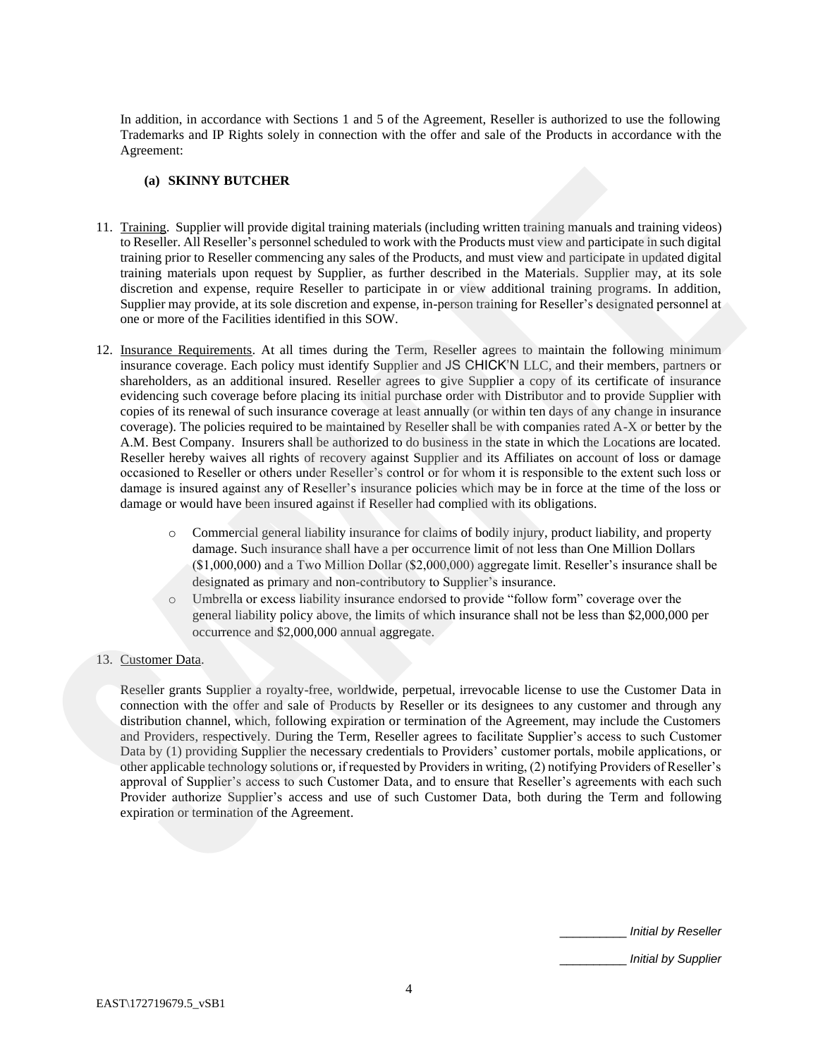In addition, in accordance with Sections 1 and 5 of the Agreement, Reseller is authorized to use the following Trademarks and IP Rights solely in connection with the offer and sale of the Products in accordance with the Agreement:

**(a) SKINNY BUTCHER**

11. Training. Supplier will provide digital training materials (including written training manuals and training videos) to Reseller. All Reseller's personnel scheduled to work with the Products must view and participate in such digital training prior to Reseller commencing any sales of the Products, and must view and participate in updated digital training materials upon request by Supplier, as further described in the Materials. Supplier may, at its sole discretion and expense, require Reseller to participate in or view additional training programs. In addition, Supplier may provide, at its sole discretion and expense, in-person training for Reseller's designated personnel at one or more of the Facilities identified in this SOW.

12. Insurance Requirements. At all times during the Term, Reseller agrees to maintain the following minimum insurance coverage. Each policy must identify Supplier and JS CHICK'N LLC, and their members, partners or shareholders, as an additional insured. Reseller agrees to give Supplier a copy of its certificate of insurance evidencing such coverage before placing its initial purchase order with Distributor and to provide Supplier with copies of its renewal of such insurance coverage at least annually (or within ten days of any change in insurance coverage). The policies required to be maintained by Reseller shall be with companies rated A-X or better by the A.M. Best Company. Insurers shall be authorized to do business in the state in which the Locations are located. Reseller hereby waives all rights of recovery against Supplier and its Affiliates on account of loss or damage occasioned to Reseller or others under Reseller's control or for whom it is responsible to the extent such loss or damage is insured against any of Reseller's insurance policies which may be in force at the time of the loss or damage or would have been insured against if Reseller had complied with its obligations.

    - Commercial general liability insurance for claims of bodily injury, product liability, and property damage. Such insurance shall have a per occurrence limit of not less than One Million Dollars ($1,000,000) and a Two Million Dollar ($2,000,000) aggregate limit. Reseller's insurance shall be designated as primary and non-contributory to Supplier's insurance.
    - Umbrella or excess liability insurance endorsed to provide "follow form" coverage over the general liability policy above, the limits of which insurance shall not be less than $2,000,000 per occurrence and $2,000,000 annual aggregate.

13. Customer Data.

    Reseller grants Supplier a royalty-free, worldwide, perpetual, irrevocable license to use the Customer Data in connection with the offer and sale of Products by Reseller or its designees to any customer and through any distribution channel, which, following expiration or termination of the Agreement, may include the Customers and Providers, respectively. During the Term, Reseller agrees to facilitate Supplier's access to such Customer Data by (1) providing Supplier the necessary credentials to Providers' customer portals, mobile applications, or other applicable technology solutions or, if requested by Providers in writing, (2) notifying Providers of Reseller's approval of Supplier's access to such Customer Data, and to ensure that Reseller's agreements with each such Provider authorize Supplier's access and use of such Customer Data, both during the Term and following expiration or termination of the Agreement.

__________ *Initial by Reseller*

__________ *Initial by Supplier*

EAST\172719679.5_vSB1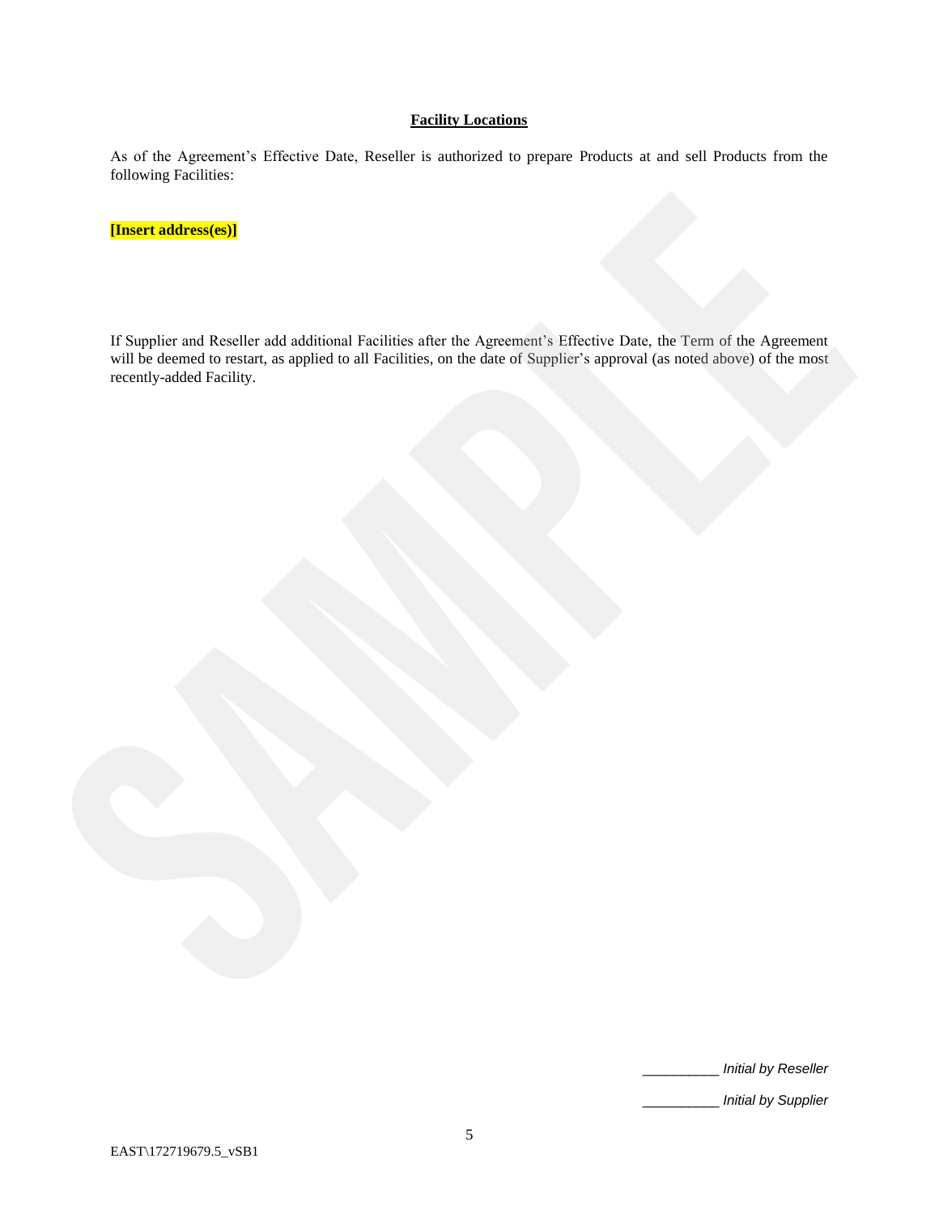## Facility Locations

As of the Agreement's Effective Date, Reseller is authorized to prepare Products at and sell Products from the following Facilities:

**[Insert address(es)]**

If Supplier and Reseller add additional Facilities after the Agreement's Effective Date, the Term of the Agreement will be deemed to restart, as applied to all Facilities, on the date of Supplier's approval (as noted above) of the most recently-added Facility.

__________ *Initial by Reseller*

__________ *Initial by Supplier*

EAST\172719679.5_vSB1